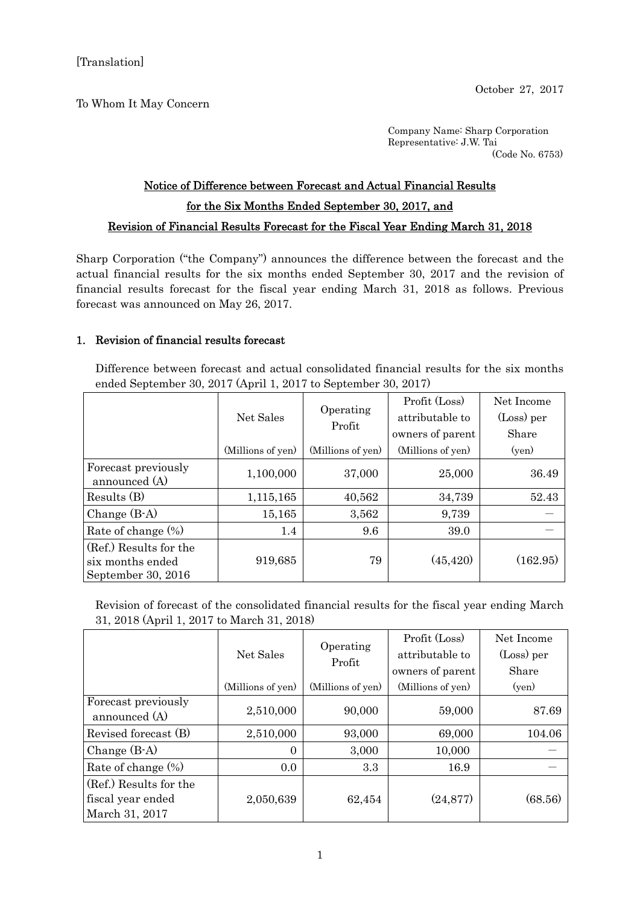[Translation]

October 27, 2017

To Whom It May Concern

Company Name: Sharp Corporation
Representative: J.W. Tai
(Code No. 6753)

## Notice of Difference between Forecast and Actual Financial Results for the Six Months Ended September 30, 2017, and Revision of Financial Results Forecast for the Fiscal Year Ending March 31, 2018

Sharp Corporation ("the Company") announces the difference between the forecast and the actual financial results for the six months ended September 30, 2017 and the revision of financial results forecast for the fiscal year ending March 31, 2018 as follows. Previous forecast was announced on May 26, 2017.

### 1. Revision of financial results forecast

Difference between forecast and actual consolidated financial results for the six months ended September 30, 2017 (April 1, 2017 to September 30, 2017)

| | Net Sales (Millions of yen) | Operating Profit (Millions of yen) | Profit (Loss) attributable to owners of parent (Millions of yen) | Net Income (Loss) per Share (yen) |
|---|---|---|---|---|
| Forecast previously announced (A) | 1,100,000 | 37,000 | 25,000 | 36.49 |
| Results (B) | 1,115,165 | 40,562 | 34,739 | 52.43 |
| Change (B-A) | 15,165 | 3,562 | 9,739 | — |
| Rate of change (%) | 1.4 | 9.6 | 39.0 | — |
| (Ref.) Results for the six months ended September 30, 2016 | 919,685 | 79 | (45,420) | (162.95) |

Revision of forecast of the consolidated financial results for the fiscal year ending March 31, 2018 (April 1, 2017 to March 31, 2018)

| | Net Sales (Millions of yen) | Operating Profit (Millions of yen) | Profit (Loss) attributable to owners of parent (Millions of yen) | Net Income (Loss) per Share (yen) |
|---|---|---|---|---|
| Forecast previously announced (A) | 2,510,000 | 90,000 | 59,000 | 87.69 |
| Revised forecast (B) | 2,510,000 | 93,000 | 69,000 | 104.06 |
| Change (B-A) | 0 | 3,000 | 10,000 | — |
| Rate of change (%) | 0.0 | 3.3 | 16.9 | — |
| (Ref.) Results for the fiscal year ended March 31, 2017 | 2,050,639 | 62,454 | (24,877) | (68.56) |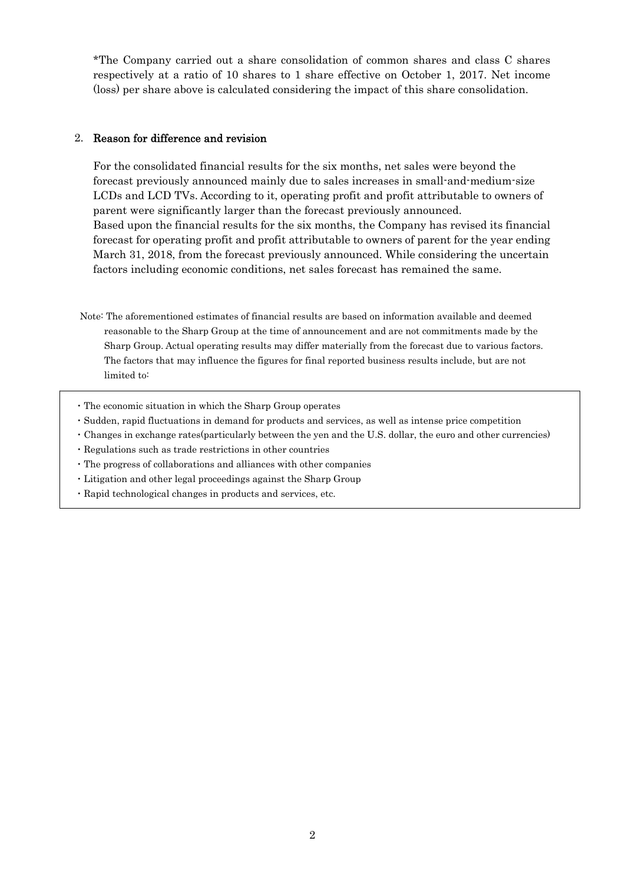*The Company carried out a share consolidation of common shares and class C shares respectively at a ratio of 10 shares to 1 share effective on October 1, 2017. Net income (loss) per share above is calculated considering the impact of this share consolidation.

## 2. Reason for difference and revision

For the consolidated financial results for the six months, net sales were beyond the forecast previously announced mainly due to sales increases in small-and-medium-size LCDs and LCD TVs. According to it, operating profit and profit attributable to owners of parent were significantly larger than the forecast previously announced.
Based upon the financial results for the six months, the Company has revised its financial forecast for operating profit and profit attributable to owners of parent for the year ending March 31, 2018, from the forecast previously announced. While considering the uncertain factors including economic conditions, net sales forecast has remained the same.

Note: The aforementioned estimates of financial results are based on information available and deemed reasonable to the Sharp Group at the time of announcement and are not commitments made by the Sharp Group. Actual operating results may differ materially from the forecast due to various factors. The factors that may influence the figures for final reported business results include, but are not limited to:

- The economic situation in which the Sharp Group operates
- Sudden, rapid fluctuations in demand for products and services, as well as intense price competition
- Changes in exchange rates(particularly between the yen and the U.S. dollar, the euro and other currencies)
- Regulations such as trade restrictions in other countries
- The progress of collaborations and alliances with other companies
- Litigation and other legal proceedings against the Sharp Group
- Rapid technological changes in products and services, etc.